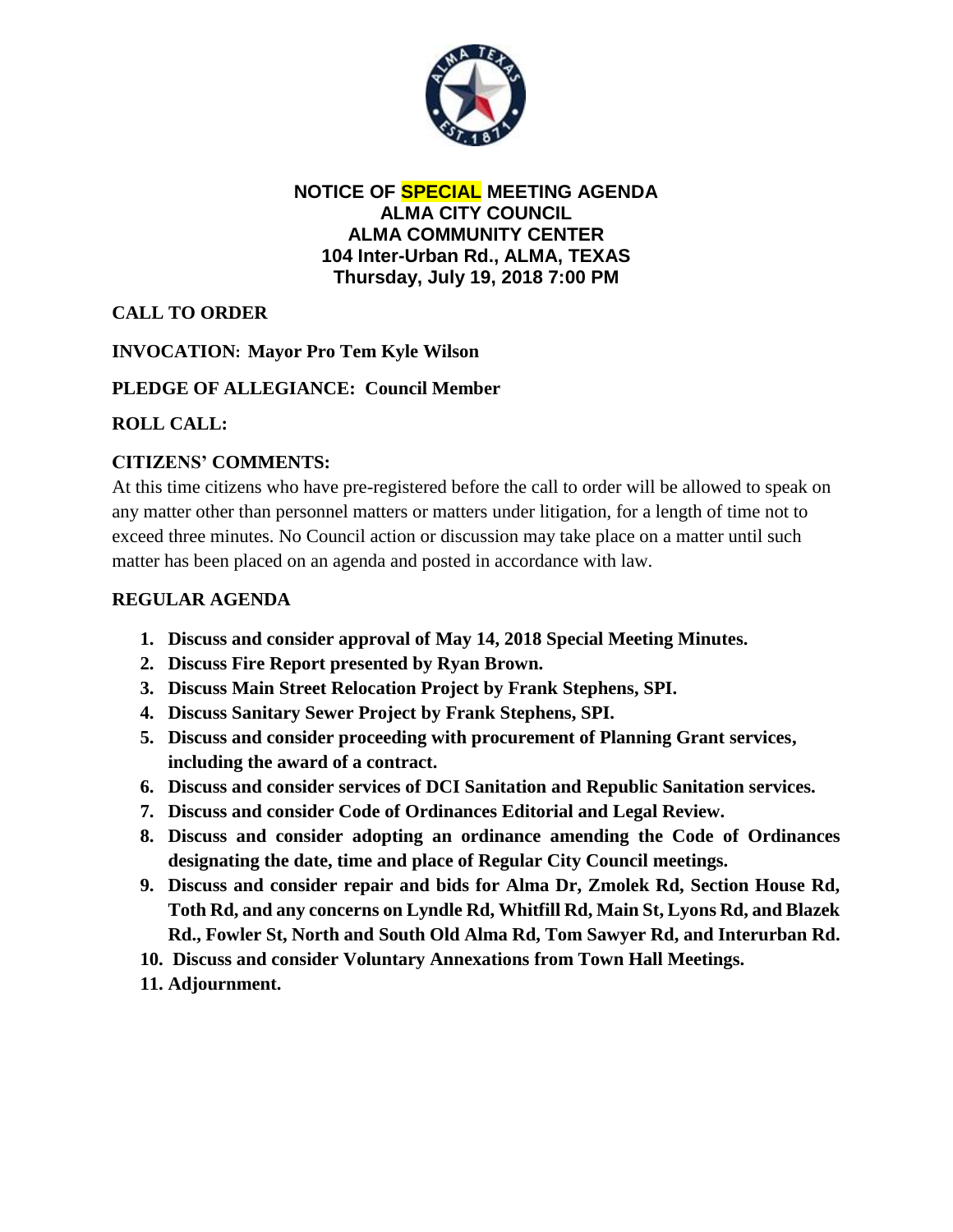**NOTICE OF SPECIAL MEETING AGENDA**
**ALMA CITY COUNCIL**
**ALMA COMMUNITY CENTER**
**104 Inter-Urban Rd., ALMA, TEXAS**
**Thursday, July 19, 2018 7:00 PM**

**CALL TO ORDER**

**INVOCATION: Mayor Pro Tem Kyle Wilson**

**PLEDGE OF ALLEGIANCE: Council Member**

**ROLL CALL:**

**CITIZENS' COMMENTS:**

At this time citizens who have pre-registered before the call to order will be allowed to speak on any matter other than personnel matters or matters under litigation, for a length of time not to exceed three minutes. No Council action or discussion may take place on a matter until such matter has been placed on an agenda and posted in accordance with law.

**REGULAR AGENDA**

1. **Discuss and consider approval of May 14, 2018 Special Meeting Minutes.**
2. **Discuss Fire Report presented by Ryan Brown.**
3. **Discuss Main Street Relocation Project by Frank Stephens, SPI.**
4. **Discuss Sanitary Sewer Project by Frank Stephens, SPI.**
5. **Discuss and consider proceeding with procurement of Planning Grant services, including the award of a contract.**
6. **Discuss and consider services of DCI Sanitation and Republic Sanitation services.**
7. **Discuss and consider Code of Ordinances Editorial and Legal Review.**
8. **Discuss and consider adopting an ordinance amending the Code of Ordinances designating the date, time and place of Regular City Council meetings.**
9. **Discuss and consider repair and bids for Alma Dr, Zmolek Rd, Section House Rd, Toth Rd, and any concerns on Lyndle Rd, Whitfill Rd, Main St, Lyons Rd, and Blazek Rd., Fowler St, North and South Old Alma Rd, Tom Sawyer Rd, and Interurban Rd.**
10. **Discuss and consider Voluntary Annexations from Town Hall Meetings.**
11. **Adjournment.**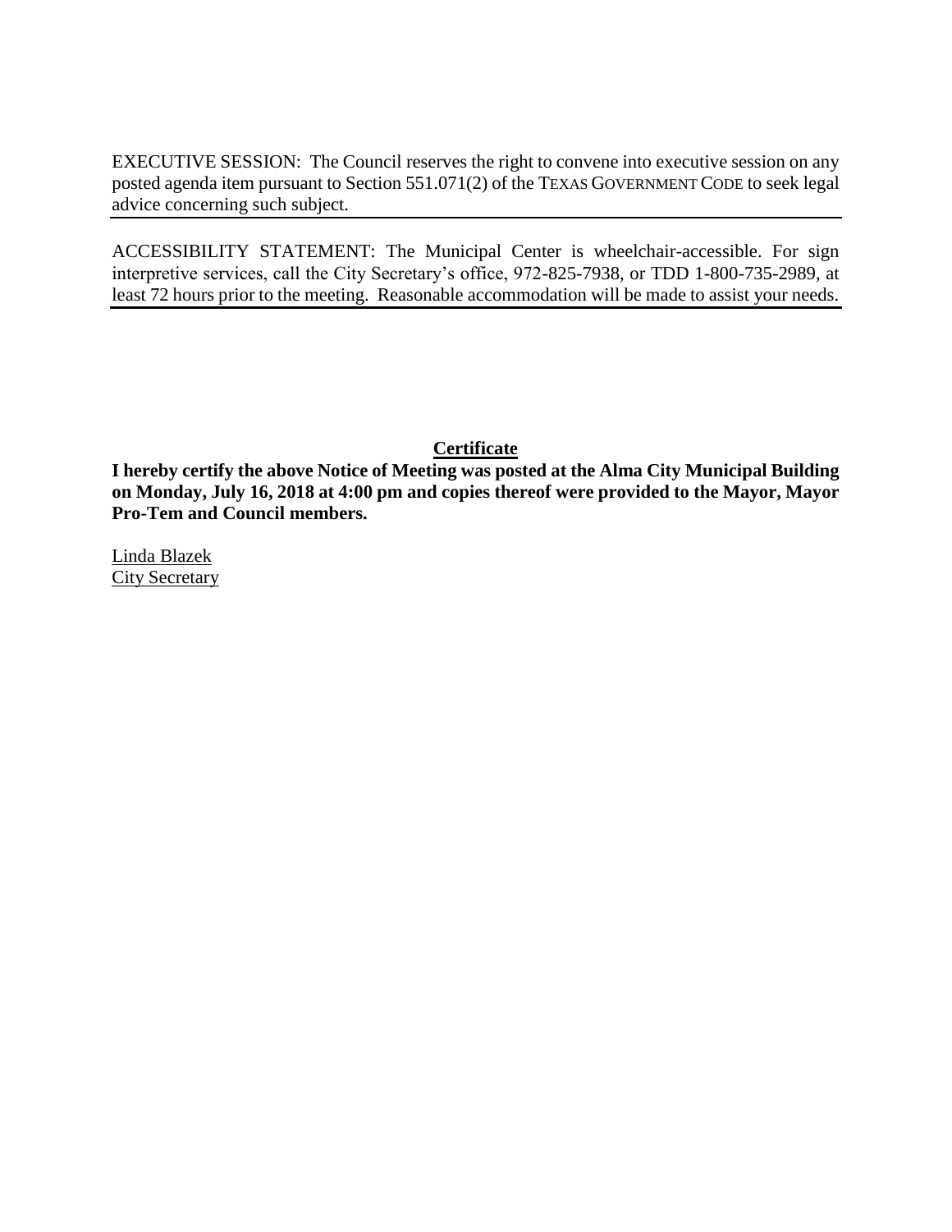EXECUTIVE SESSION: The Council reserves the right to convene into executive session on any posted agenda item pursuant to Section 551.071(2) of the TEXAS GOVERNMENT CODE to seek legal advice concerning such subject.

---

ACCESSIBILITY STATEMENT: The Municipal Center is wheelchair-accessible. For sign interpretive services, call the City Secretary's office, 972-825-7938, or TDD 1-800-735-2989, at least 72 hours prior to the meeting. Reasonable accommodation will be made to assist your needs.

---

**Certificate**

**I hereby certify the above Notice of Meeting was posted at the Alma City Municipal Building on Monday, July 16, 2018 at 4:00 pm and copies thereof were provided to the Mayor, Mayor Pro-Tem and Council members.**

Linda Blazek
City Secretary